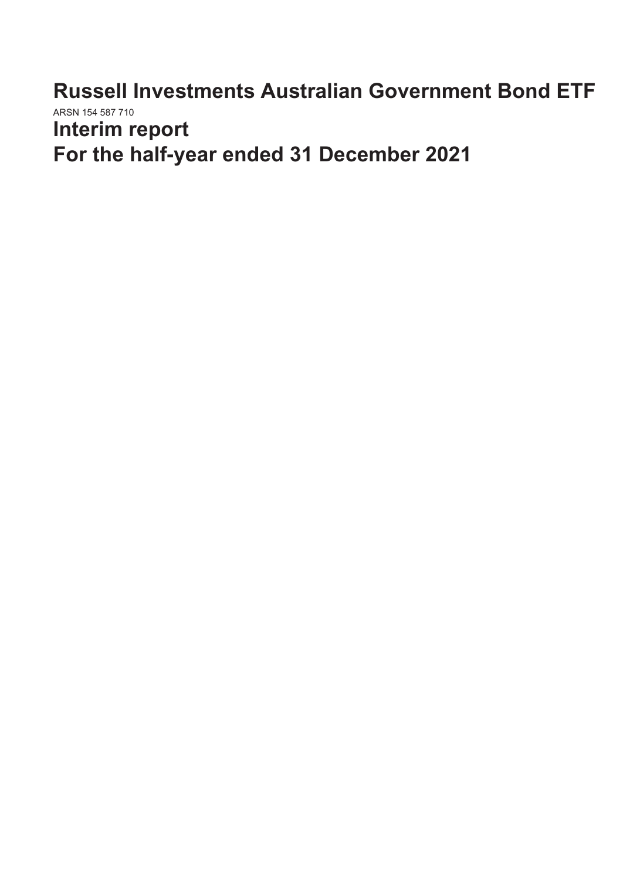# Russell Investments Australian Government Bond ETF

ARSN 154 587 710

# Interim report
# For the half-year ended 31 December 2021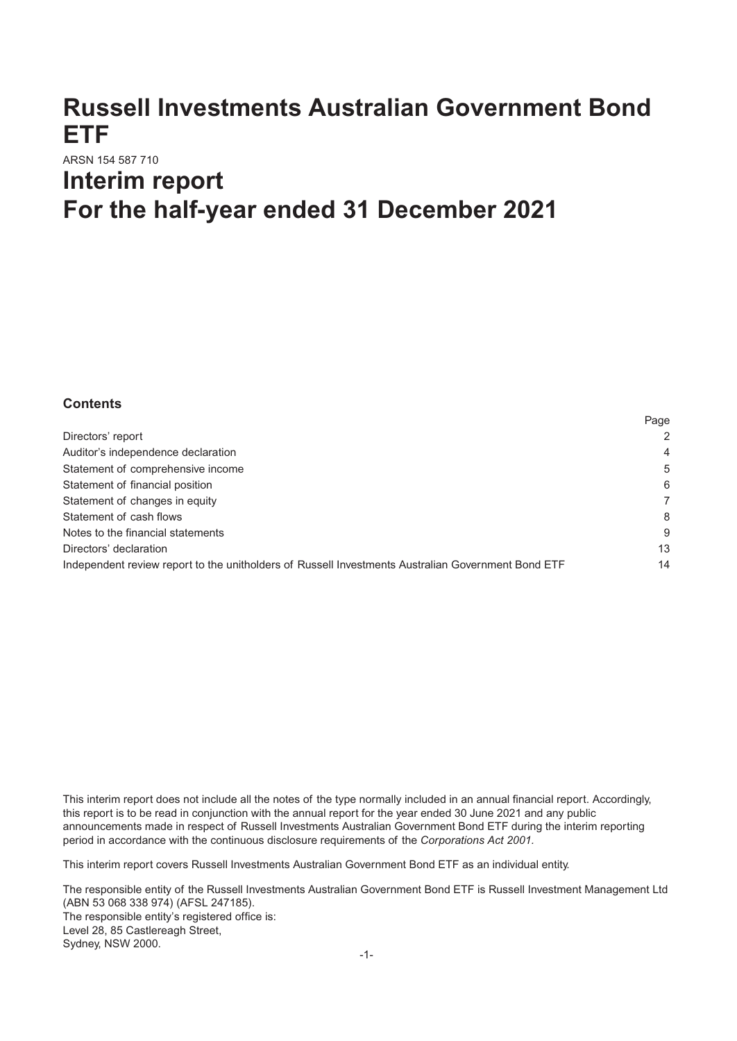# Russell Investments Australian Government Bond ETF

ARSN 154 587 710

# Interim report
# For the half-year ended 31 December 2021

### Contents

| | Page |
|---|---|
| Directors' report | 2 |
| Auditor's independence declaration | 4 |
| Statement of comprehensive income | 5 |
| Statement of financial position | 6 |
| Statement of changes in equity | 7 |
| Statement of cash flows | 8 |
| Notes to the financial statements | 9 |
| Directors' declaration | 13 |
| Independent review report to the unitholders of Russell Investments Australian Government Bond ETF | 14 |

This interim report does not include all the notes of the type normally included in an annual financial report. Accordingly, this report is to be read in conjunction with the annual report for the year ended 30 June 2021 and any public announcements made in respect of Russell Investments Australian Government Bond ETF during the interim reporting period in accordance with the continuous disclosure requirements of the *Corporations Act 2001*.

This interim report covers Russell Investments Australian Government Bond ETF as an individual entity.

The responsible entity of the Russell Investments Australian Government Bond ETF is Russell Investment Management Ltd (ABN 53 068 338 974) (AFSL 247185).
The responsible entity's registered office is:
Level 28, 85 Castlereagh Street,
Sydney, NSW 2000.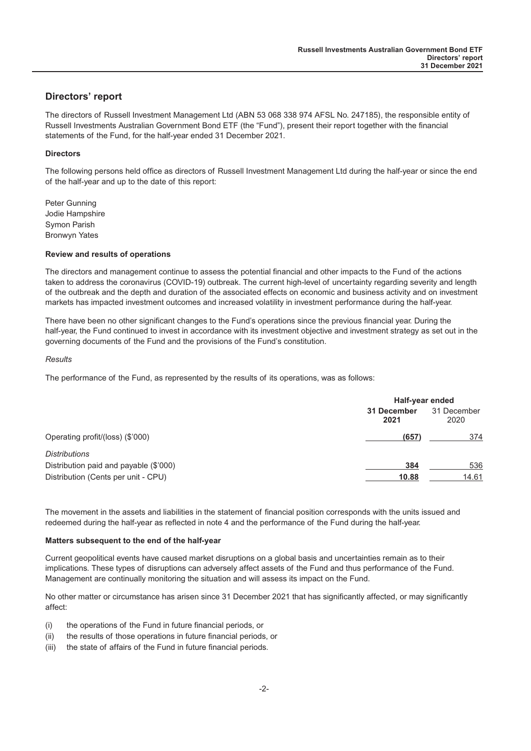# Directors' report

The directors of Russell Investment Management Ltd (ABN 53 068 338 974 AFSL No. 247185), the responsible entity of Russell Investments Australian Government Bond ETF (the "Fund"), present their report together with the financial statements of the Fund, for the half-year ended 31 December 2021.

### Directors

The following persons held office as directors of Russell Investment Management Ltd during the half-year or since the end of the half-year and up to the date of this report:

Peter Gunning
Jodie Hampshire
Symon Parish
Bronwyn Yates

### Review and results of operations

The directors and management continue to assess the potential financial and other impacts to the Fund of the actions taken to address the coronavirus (COVID-19) outbreak. The current high-level of uncertainty regarding severity and length of the outbreak and the depth and duration of the associated effects on economic and business activity and on investment markets has impacted investment outcomes and increased volatility in investment performance during the half-year.

There have been no other significant changes to the Fund's operations since the previous financial year. During the half-year, the Fund continued to invest in accordance with its investment objective and investment strategy as set out in the governing documents of the Fund and the provisions of the Fund's constitution.

*Results*

The performance of the Fund, as represented by the results of its operations, was as follows:

| | Half-year ended | |
|---|---|---|
| | **31 December 2021** | 31 December 2020 |
| Operating profit/(loss) ($'000) | **(657)** | 374 |
| *Distributions* | | |
| Distribution paid and payable ($'000) | **384** | 536 |
| Distribution (Cents per unit - CPU) | **10.88** | 14.61 |

The movement in the assets and liabilities in the statement of financial position corresponds with the units issued and redeemed during the half-year as reflected in note 4 and the performance of the Fund during the half-year.

### Matters subsequent to the end of the half-year

Current geopolitical events have caused market disruptions on a global basis and uncertainties remain as to their implications. These types of disruptions can adversely affect assets of the Fund and thus performance of the Fund. Management are continually monitoring the situation and will assess its impact on the Fund.

No other matter or circumstance has arisen since 31 December 2021 that has significantly affected, or may significantly affect:

(i) the operations of the Fund in future financial periods, or
(ii) the results of those operations in future financial periods, or
(iii) the state of affairs of the Fund in future financial periods.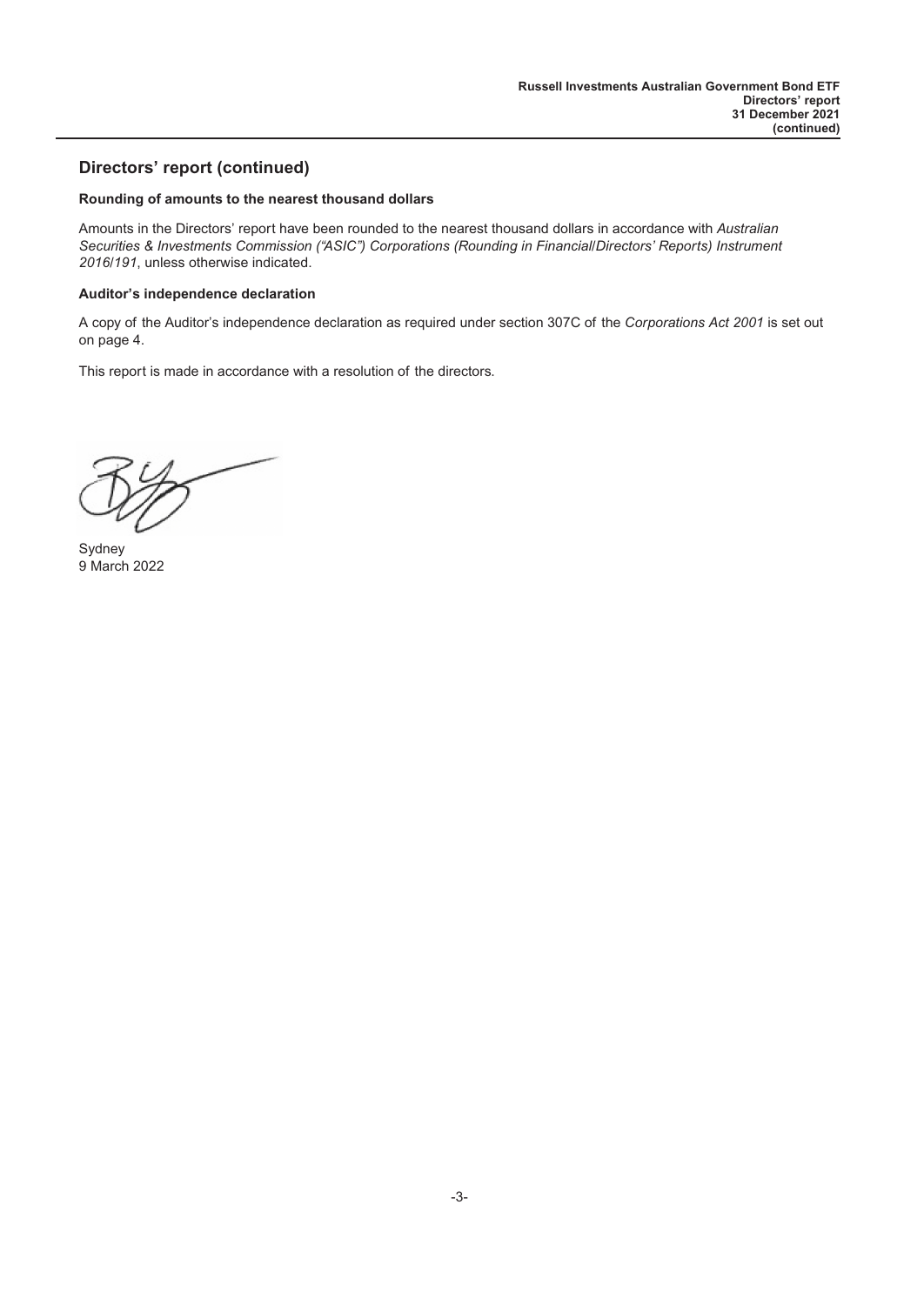## Directors' report (continued)

**Rounding of amounts to the nearest thousand dollars**

Amounts in the Directors' report have been rounded to the nearest thousand dollars in accordance with *Australian Securities & Investments Commission ("ASIC") Corporations (Rounding in Financial/Directors' Reports) Instrument 2016/191*, unless otherwise indicated.

**Auditor's independence declaration**

A copy of the Auditor's independence declaration as required under section 307C of the *Corporations Act 2001* is set out on page 4.

This report is made in accordance with a resolution of the directors.

Sydney
9 March 2022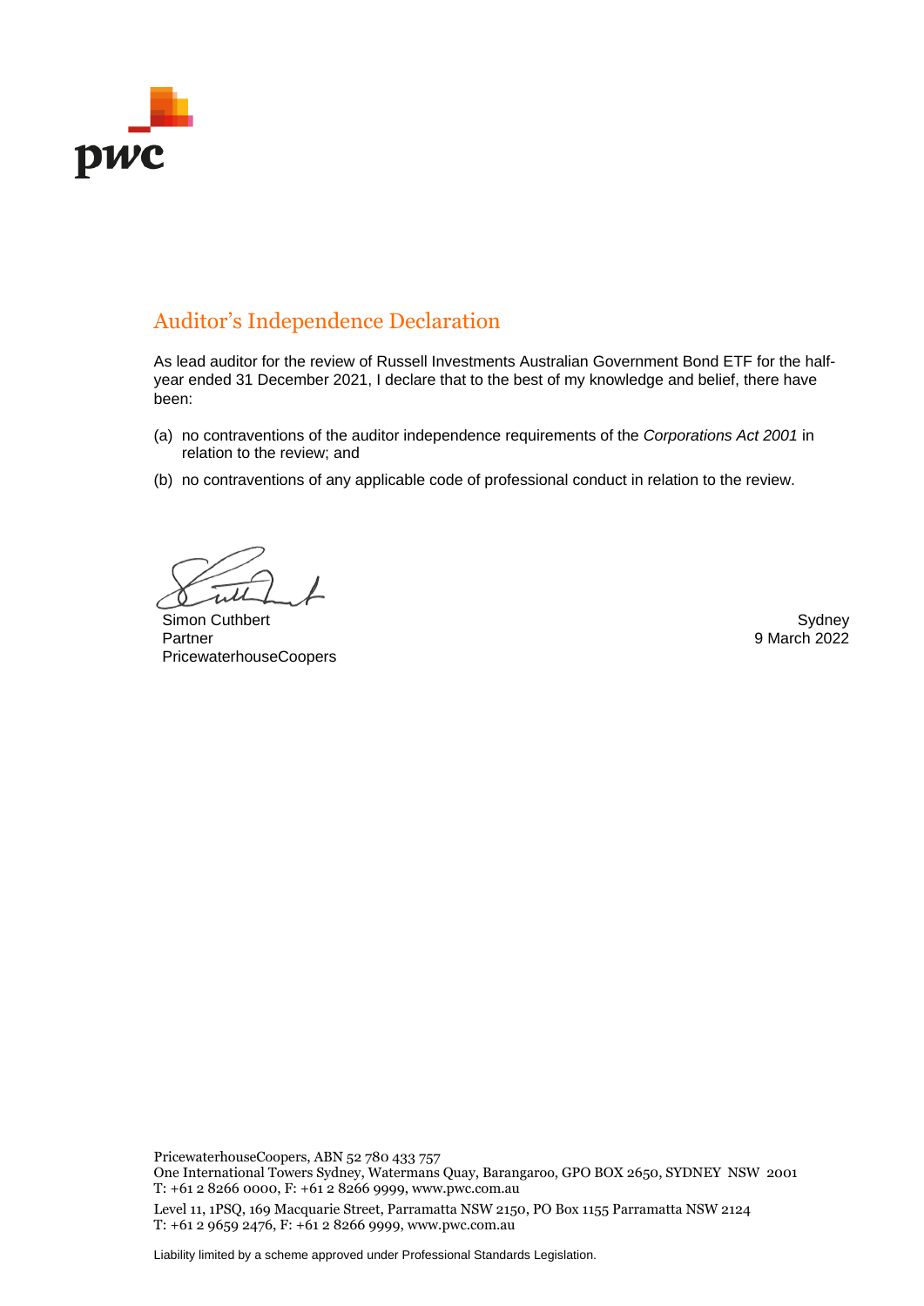## Auditor's Independence Declaration

As lead auditor for the review of Russell Investments Australian Government Bond ETF for the half-year ended 31 December 2021, I declare that to the best of my knowledge and belief, there have been:

(a) no contraventions of the auditor independence requirements of the *Corporations Act 2001* in relation to the review; and

(b) no contraventions of any applicable code of professional conduct in relation to the review.

Simon Cuthbert
Partner
PricewaterhouseCoopers

Sydney
9 March 2022

PricewaterhouseCoopers, ABN 52 780 433 757
One International Towers Sydney, Watermans Quay, Barangaroo, GPO BOX 2650, SYDNEY NSW 2001
T: +61 2 8266 0000, F: +61 2 8266 9999, www.pwc.com.au

Level 11, 1PSQ, 169 Macquarie Street, Parramatta NSW 2150, PO Box 1155 Parramatta NSW 2124
T: +61 2 9659 2476, F: +61 2 8266 9999, www.pwc.com.au

Liability limited by a scheme approved under Professional Standards Legislation.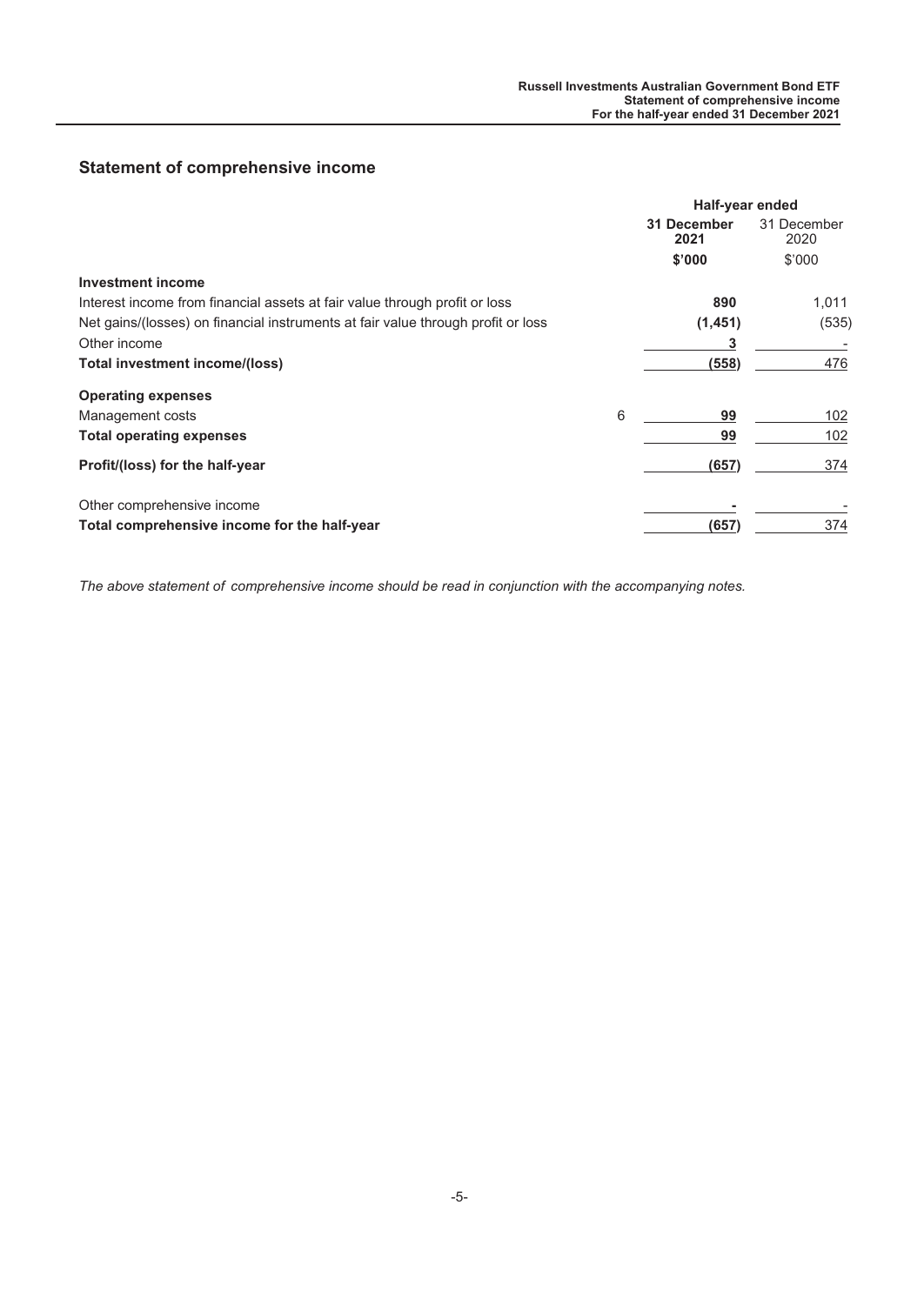## Statement of comprehensive income

| | Note | Half-year ended 31 December 2021 $'000 | Half-year ended 31 December 2020 $'000 |
|---|---|---|---|
| **Investment income** | | | |
| Interest income from financial assets at fair value through profit or loss | | **890** | 1,011 |
| Net gains/(losses) on financial instruments at fair value through profit or loss | | **(1,451)** | (535) |
| Other income | | **3** | - |
| **Total investment income/(loss)** | | **(558)** | 476 |
| **Operating expenses** | | | |
| Management costs | 6 | **99** | 102 |
| **Total operating expenses** | | **99** | 102 |
| **Profit/(loss) for the half-year** | | **(657)** | 374 |
| Other comprehensive income | | **-** | - |
| **Total comprehensive income for the half-year** | | **(657)** | 374 |

*The above statement of comprehensive income should be read in conjunction with the accompanying notes.*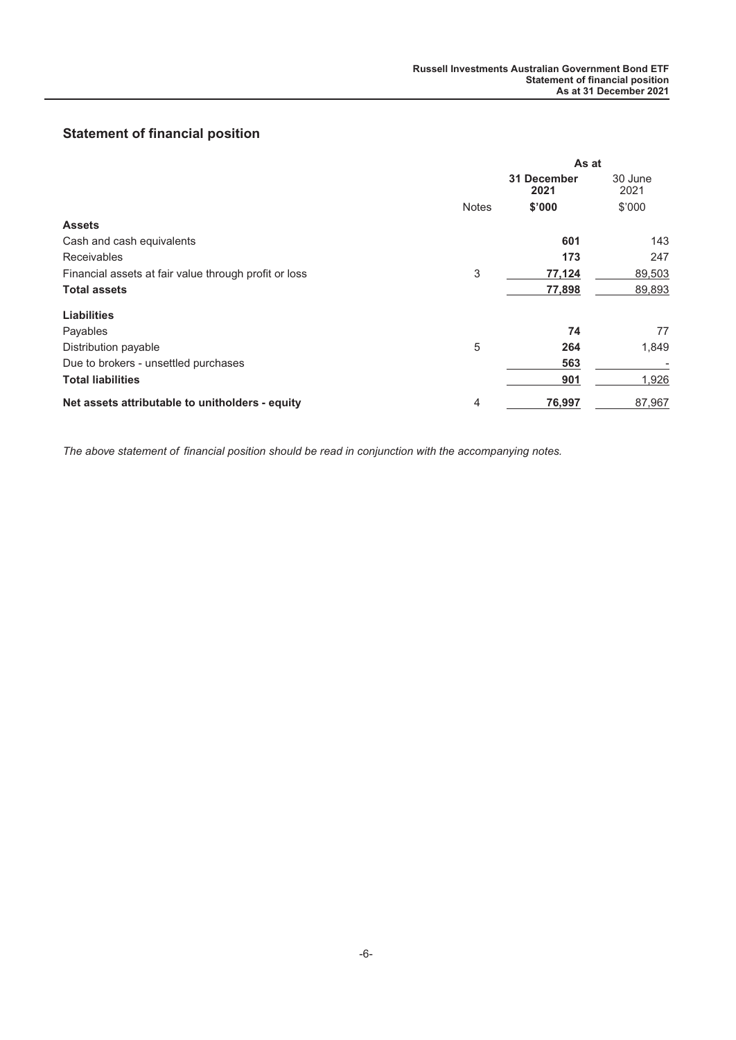## Statement of financial position

| | | As at | |
|---|---|---|---|
| | | **31 December 2021** | 30 June 2021 |
| | Notes | **$'000** | $'000 |
| **Assets** | | | |
| Cash and cash equivalents | | **601** | 143 |
| Receivables | | **173** | 247 |
| Financial assets at fair value through profit or loss | 3 | **77,124** | 89,503 |
| **Total assets** | | **77,898** | 89,893 |
| **Liabilities** | | | |
| Payables | | **74** | 77 |
| Distribution payable | 5 | **264** | 1,849 |
| Due to brokers - unsettled purchases | | **563** | - |
| **Total liabilities** | | **901** | 1,926 |
| **Net assets attributable to unitholders - equity** | 4 | **76,997** | 87,967 |

*The above statement of financial position should be read in conjunction with the accompanying notes.*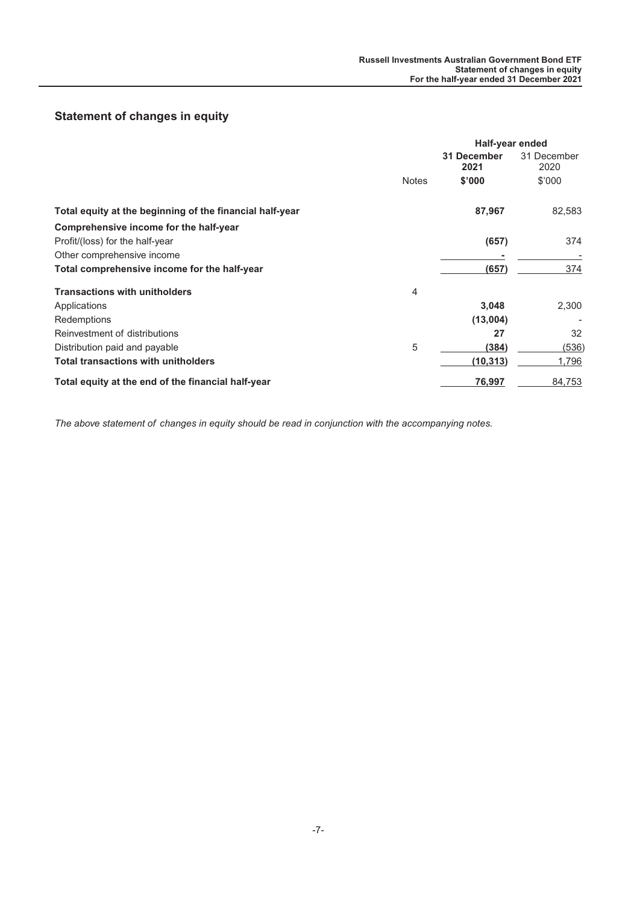## Statement of changes in equity

| | Notes | Half-year ended 31 December 2021 $'000 | 31 December 2020 $'000 |
|---|---|---|---|
| **Total equity at the beginning of the financial half-year** | | **87,967** | 82,583 |
| **Comprehensive income for the half-year** | | | |
| Profit/(loss) for the half-year | | **(657)** | 374 |
| Other comprehensive income | | **-** | - |
| **Total comprehensive income for the half-year** | | **(657)** | 374 |
| **Transactions with unitholders** | 4 | | |
| Applications | | **3,048** | 2,300 |
| Redemptions | | **(13,004)** | - |
| Reinvestment of distributions | | **27** | 32 |
| Distribution paid and payable | 5 | **(384)** | (536) |
| **Total transactions with unitholders** | | **(10,313)** | 1,796 |
| **Total equity at the end of the financial half-year** | | **76,997** | 84,753 |

*The above statement of changes in equity should be read in conjunction with the accompanying notes.*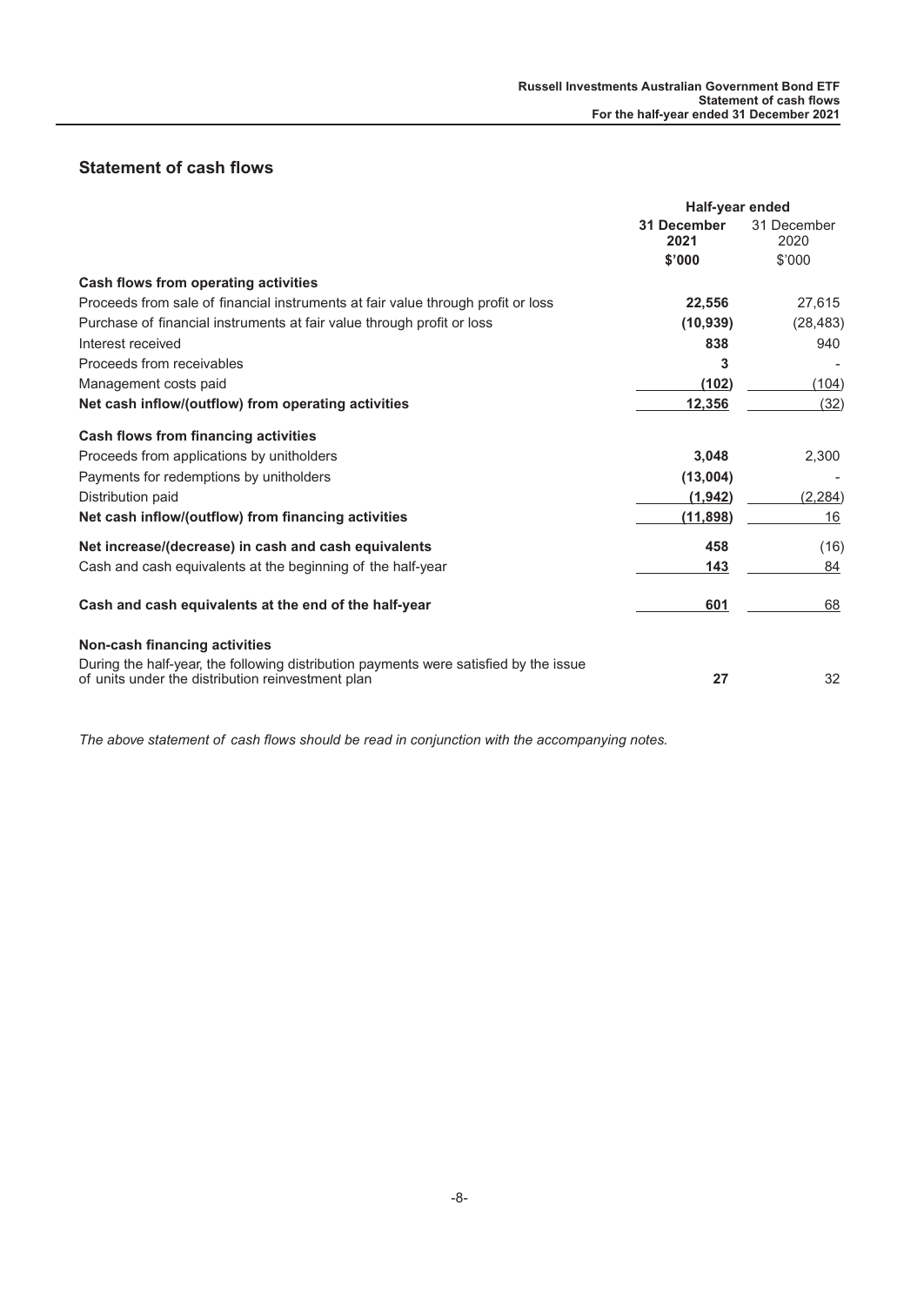## Statement of cash flows

| | Half-year ended | |
|---|---|---|
| | **31 December 2021** | 31 December 2020 |
| | **$'000** | $'000 |
| **Cash flows from operating activities** | | |
| Proceeds from sale of financial instruments at fair value through profit or loss | **22,556** | 27,615 |
| Purchase of financial instruments at fair value through profit or loss | **(10,939)** | (28,483) |
| Interest received | **838** | 940 |
| Proceeds from receivables | **3** | - |
| Management costs paid | **(102)** | (104) |
| **Net cash inflow/(outflow) from operating activities** | **12,356** | (32) |
| **Cash flows from financing activities** | | |
| Proceeds from applications by unitholders | **3,048** | 2,300 |
| Payments for redemptions by unitholders | **(13,004)** | - |
| Distribution paid | **(1,942)** | (2,284) |
| **Net cash inflow/(outflow) from financing activities** | **(11,898)** | 16 |
| **Net increase/(decrease) in cash and cash equivalents** | **458** | (16) |
| Cash and cash equivalents at the beginning of the half-year | **143** | 84 |
| **Cash and cash equivalents at the end of the half-year** | **601** | 68 |
| **Non-cash financing activities** | | |
| During the half-year, the following distribution payments were satisfied by the issue of units under the distribution reinvestment plan | **27** | 32 |

*The above statement of cash flows should be read in conjunction with the accompanying notes.*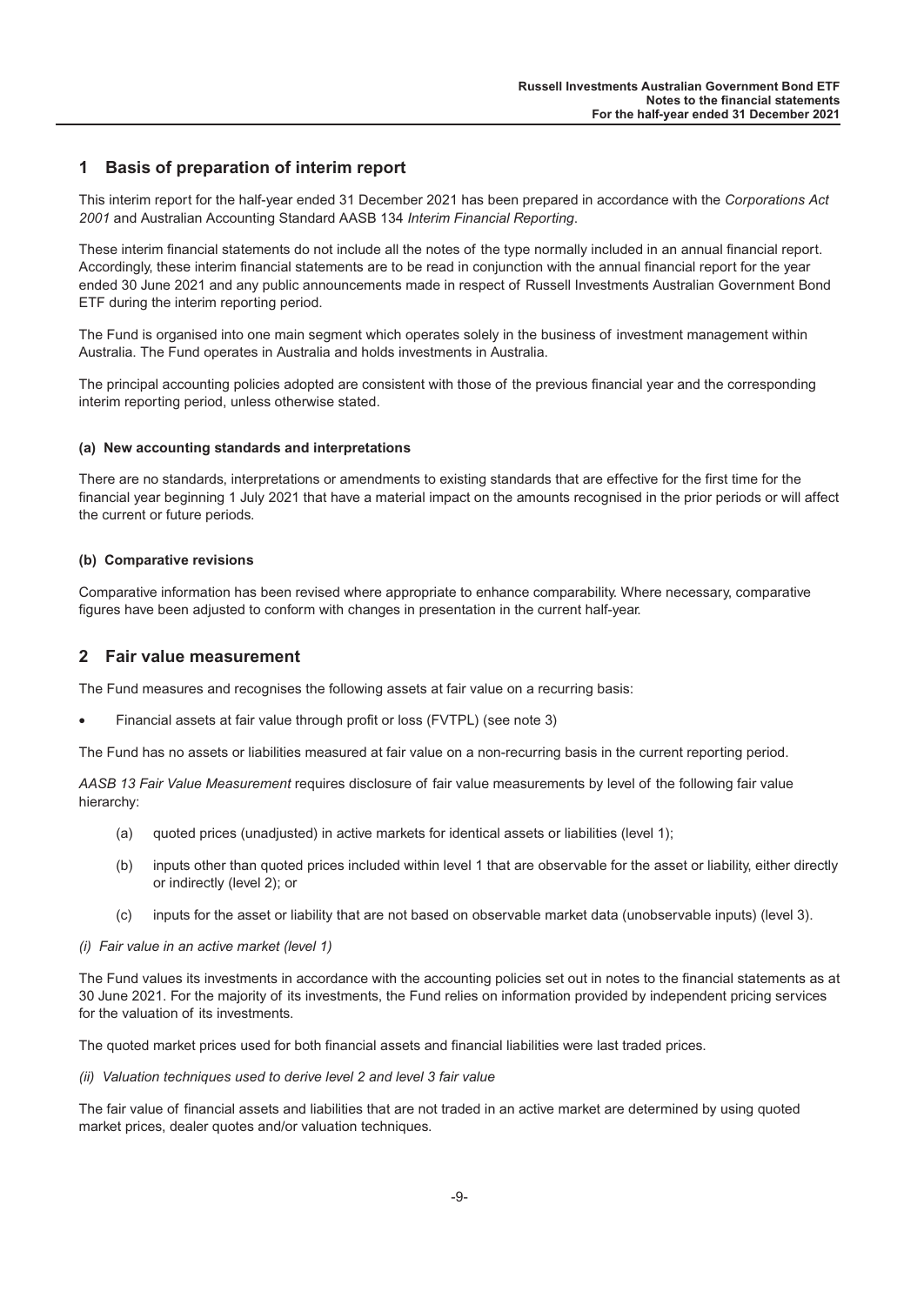## 1 Basis of preparation of interim report

This interim report for the half-year ended 31 December 2021 has been prepared in accordance with the *Corporations Act 2001* and Australian Accounting Standard AASB 134 *Interim Financial Reporting*.

These interim financial statements do not include all the notes of the type normally included in an annual financial report. Accordingly, these interim financial statements are to be read in conjunction with the annual financial report for the year ended 30 June 2021 and any public announcements made in respect of Russell Investments Australian Government Bond ETF during the interim reporting period.

The Fund is organised into one main segment which operates solely in the business of investment management within Australia. The Fund operates in Australia and holds investments in Australia.

The principal accounting policies adopted are consistent with those of the previous financial year and the corresponding interim reporting period, unless otherwise stated.

#### (a) New accounting standards and interpretations

There are no standards, interpretations or amendments to existing standards that are effective for the first time for the financial year beginning 1 July 2021 that have a material impact on the amounts recognised in the prior periods or will affect the current or future periods.

#### (b) Comparative revisions

Comparative information has been revised where appropriate to enhance comparability. Where necessary, comparative figures have been adjusted to conform with changes in presentation in the current half-year.

## 2 Fair value measurement

The Fund measures and recognises the following assets at fair value on a recurring basis:

- Financial assets at fair value through profit or loss (FVTPL) (see note 3)

The Fund has no assets or liabilities measured at fair value on a non-recurring basis in the current reporting period.

*AASB 13 Fair Value Measurement* requires disclosure of fair value measurements by level of the following fair value hierarchy:

(a) quoted prices (unadjusted) in active markets for identical assets or liabilities (level 1);

(b) inputs other than quoted prices included within level 1 that are observable for the asset or liability, either directly or indirectly (level 2); or

(c) inputs for the asset or liability that are not based on observable market data (unobservable inputs) (level 3).

*(i) Fair value in an active market (level 1)*

The Fund values its investments in accordance with the accounting policies set out in notes to the financial statements as at 30 June 2021. For the majority of its investments, the Fund relies on information provided by independent pricing services for the valuation of its investments.

The quoted market prices used for both financial assets and financial liabilities were last traded prices.

*(ii) Valuation techniques used to derive level 2 and level 3 fair value*

The fair value of financial assets and liabilities that are not traded in an active market are determined by using quoted market prices, dealer quotes and/or valuation techniques.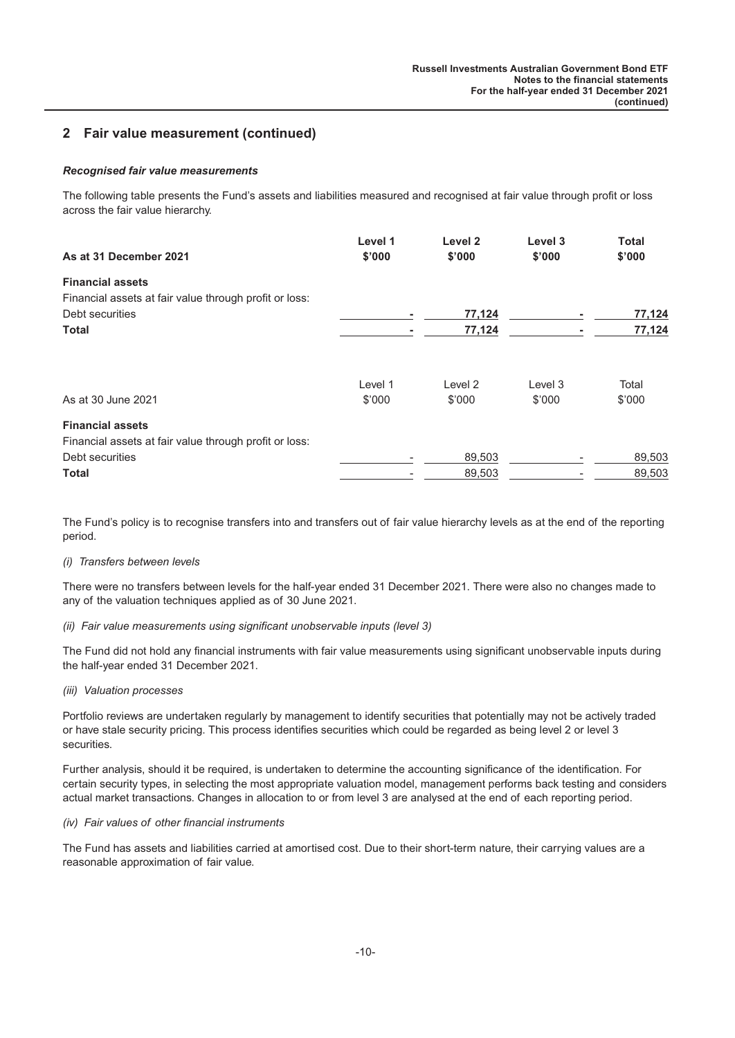## 2 Fair value measurement (continued)

### *Recognised fair value measurements*

The following table presents the Fund's assets and liabilities measured and recognised at fair value through profit or loss across the fair value hierarchy.

| As at 31 December 2021 | Level 1 $'000 | Level 2 $'000 | Level 3 $'000 | Total $'000 |
|---|---|---|---|---|
| **Financial assets** | | | | |
| Financial assets at fair value through profit or loss: | | | | |
| Debt securities | - | 77,124 | - | 77,124 |
| **Total** | - | 77,124 | - | 77,124 |

| As at 30 June 2021 | Level 1 $'000 | Level 2 $'000 | Level 3 $'000 | Total $'000 |
|---|---|---|---|---|
| **Financial assets** | | | | |
| Financial assets at fair value through profit or loss: | | | | |
| Debt securities | - | 89,503 | - | 89,503 |
| **Total** | - | 89,503 | - | 89,503 |

The Fund's policy is to recognise transfers into and transfers out of fair value hierarchy levels as at the end of the reporting period.

*(i) Transfers between levels*

There were no transfers between levels for the half-year ended 31 December 2021. There were also no changes made to any of the valuation techniques applied as of 30 June 2021.

*(ii) Fair value measurements using significant unobservable inputs (level 3)*

The Fund did not hold any financial instruments with fair value measurements using significant unobservable inputs during the half-year ended 31 December 2021.

*(iii) Valuation processes*

Portfolio reviews are undertaken regularly by management to identify securities that potentially may not be actively traded or have stale security pricing. This process identifies securities which could be regarded as being level 2 or level 3 securities.

Further analysis, should it be required, is undertaken to determine the accounting significance of the identification. For certain security types, in selecting the most appropriate valuation model, management performs back testing and considers actual market transactions. Changes in allocation to or from level 3 are analysed at the end of each reporting period.

*(iv) Fair values of other financial instruments*

The Fund has assets and liabilities carried at amortised cost. Due to their short-term nature, their carrying values are a reasonable approximation of fair value.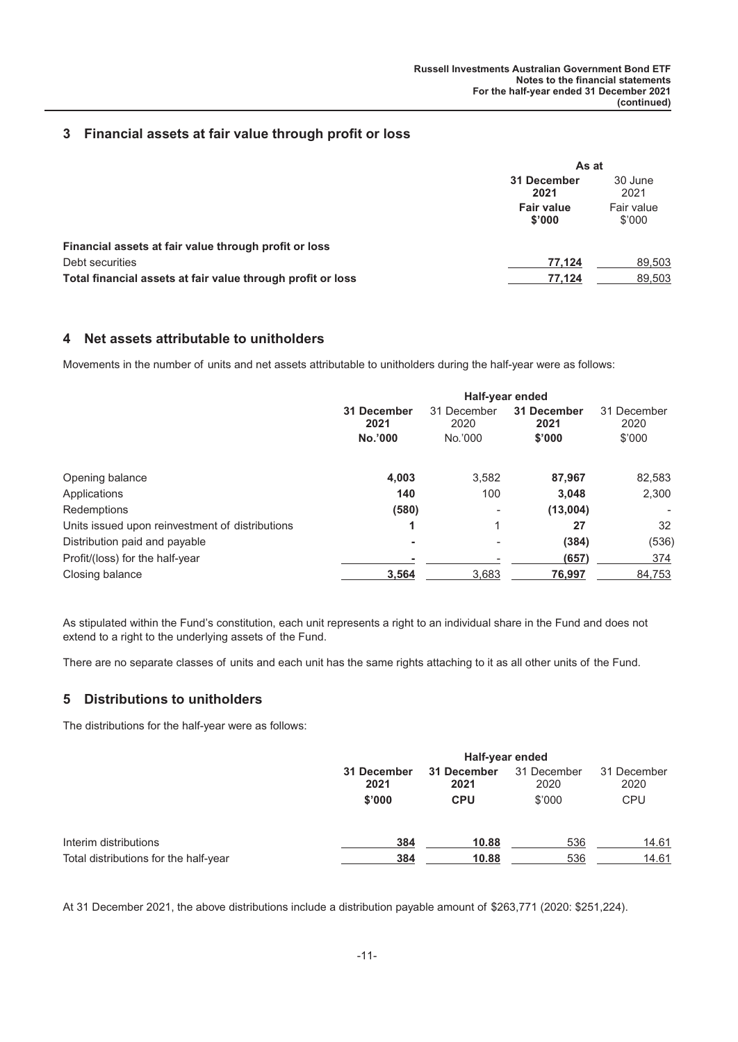## 3 Financial assets at fair value through profit or loss

| | As at | |
|---|---|---|
| | **31 December 2021** | 30 June 2021 |
| | **Fair value \$'000** | Fair value \$'000 |
| **Financial assets at fair value through profit or loss** | | |
| Debt securities | **77,124** | 89,503 |
| **Total financial assets at fair value through profit or loss** | **77,124** | 89,503 |

## 4 Net assets attributable to unitholders

Movements in the number of units and net assets attributable to unitholders during the half-year were as follows:

| | Half-year ended | | | |
|---|---|---|---|---|
| | **31 December 2021** | 31 December 2020 | **31 December 2021** | 31 December 2020 |
| | **No.'000** | No.'000 | **\$'000** | \$'000 |
| Opening balance | **4,003** | 3,582 | **87,967** | 82,583 |
| Applications | **140** | 100 | **3,048** | 2,300 |
| Redemptions | **(580)** | - | **(13,004)** | - |
| Units issued upon reinvestment of distributions | **1** | 1 | **27** | 32 |
| Distribution paid and payable | **-** | - | **(384)** | (536) |
| Profit/(loss) for the half-year | **-** | - | **(657)** | 374 |
| Closing balance | **3,564** | 3,683 | **76,997** | 84,753 |

As stipulated within the Fund's constitution, each unit represents a right to an individual share in the Fund and does not extend to a right to the underlying assets of the Fund.

There are no separate classes of units and each unit has the same rights attaching to it as all other units of the Fund.

## 5 Distributions to unitholders

The distributions for the half-year were as follows:

| | Half-year ended | | | |
|---|---|---|---|---|
| | **31 December 2021** | **31 December 2021** | 31 December 2020 | 31 December 2020 |
| | **\$'000** | **CPU** | \$'000 | CPU |
| Interim distributions | **384** | **10.88** | 536 | 14.61 |
| Total distributions for the half-year | **384** | **10.88** | 536 | 14.61 |

At 31 December 2021, the above distributions include a distribution payable amount of \$263,771 (2020: \$251,224).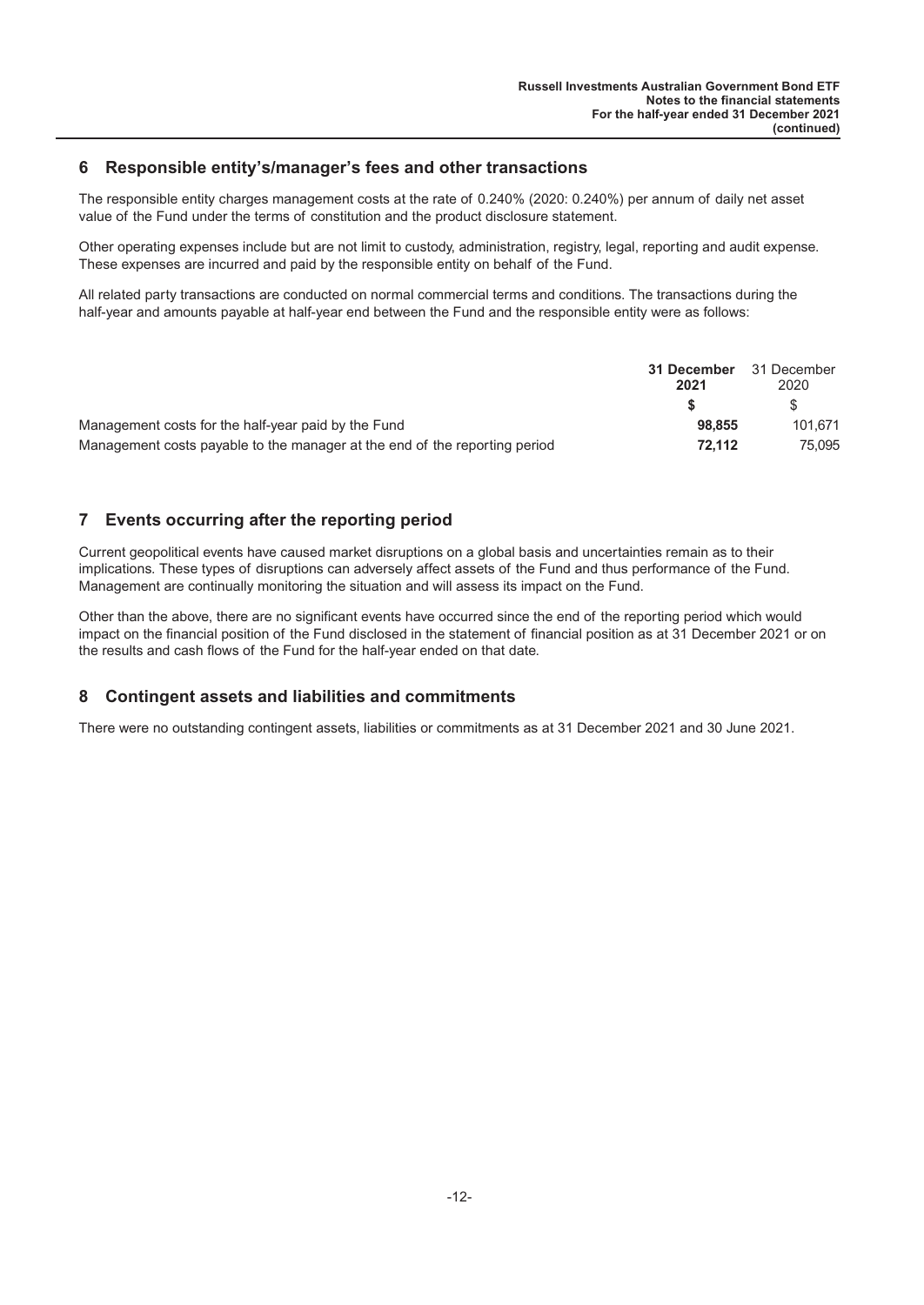## 6 Responsible entity's/manager's fees and other transactions

The responsible entity charges management costs at the rate of 0.240% (2020: 0.240%) per annum of daily net asset value of the Fund under the terms of constitution and the product disclosure statement.

Other operating expenses include but are not limit to custody, administration, registry, legal, reporting and audit expense. These expenses are incurred and paid by the responsible entity on behalf of the Fund.

All related party transactions are conducted on normal commercial terms and conditions. The transactions during the half-year and amounts payable at half-year end between the Fund and the responsible entity were as follows:

| | **31 December 2021** | 31 December 2020 |
|---|---|---|
| | **$** | $ |
| Management costs for the half-year paid by the Fund | **98,855** | 101,671 |
| Management costs payable to the manager at the end of the reporting period | **72,112** | 75,095 |

## 7 Events occurring after the reporting period

Current geopolitical events have caused market disruptions on a global basis and uncertainties remain as to their implications. These types of disruptions can adversely affect assets of the Fund and thus performance of the Fund. Management are continually monitoring the situation and will assess its impact on the Fund.

Other than the above, there are no significant events have occurred since the end of the reporting period which would impact on the financial position of the Fund disclosed in the statement of financial position as at 31 December 2021 or on the results and cash flows of the Fund for the half-year ended on that date.

## 8 Contingent assets and liabilities and commitments

There were no outstanding contingent assets, liabilities or commitments as at 31 December 2021 and 30 June 2021.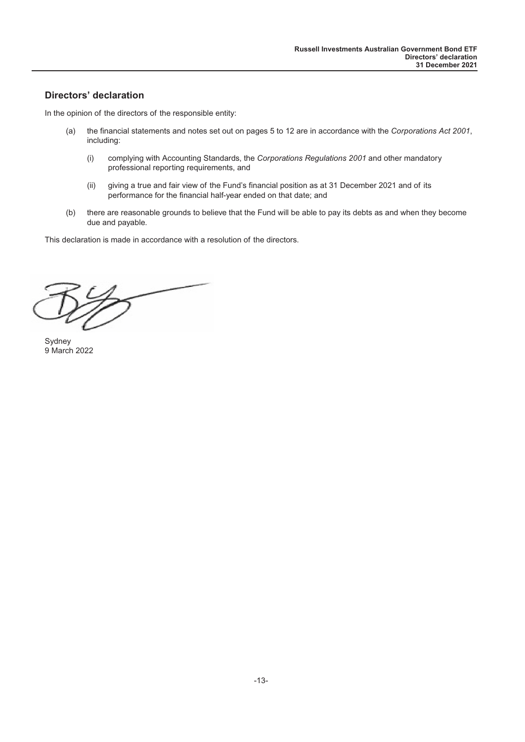## Directors' declaration

In the opinion of the directors of the responsible entity:

(a) the financial statements and notes set out on pages 5 to 12 are in accordance with the *Corporations Act 2001*, including:

   (i) complying with Accounting Standards, the *Corporations Regulations 2001* and other mandatory professional reporting requirements, and

   (ii) giving a true and fair view of the Fund's financial position as at 31 December 2021 and of its performance for the financial half-year ended on that date; and

(b) there are reasonable grounds to believe that the Fund will be able to pay its debts as and when they become due and payable.

This declaration is made in accordance with a resolution of the directors.

Sydney
9 March 2022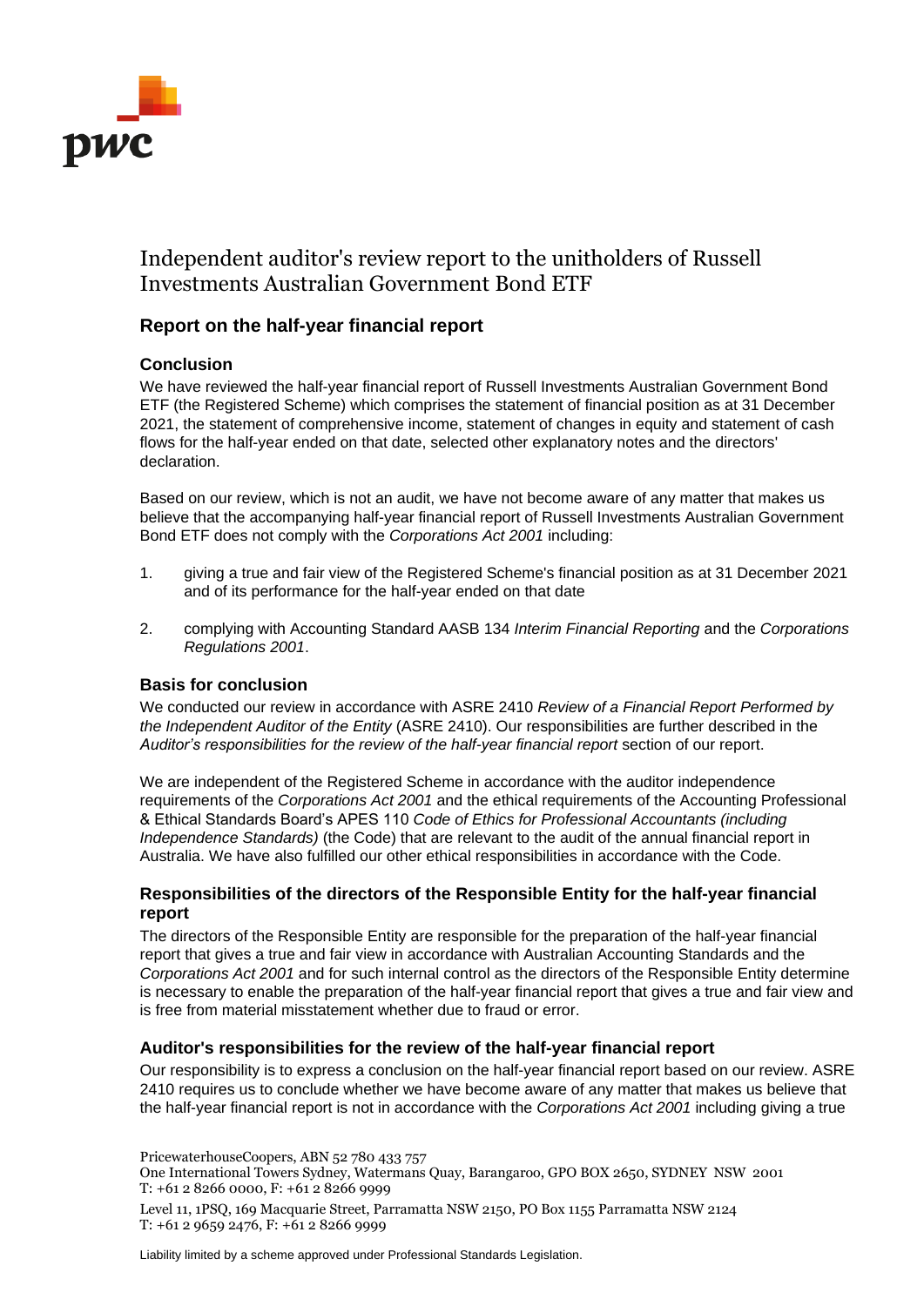# Independent auditor's review report to the unitholders of Russell Investments Australian Government Bond ETF

## Report on the half-year financial report

### Conclusion

We have reviewed the half-year financial report of Russell Investments Australian Government Bond ETF (the Registered Scheme) which comprises the statement of financial position as at 31 December 2021, the statement of comprehensive income, statement of changes in equity and statement of cash flows for the half-year ended on that date, selected other explanatory notes and the directors' declaration.

Based on our review, which is not an audit, we have not become aware of any matter that makes us believe that the accompanying half-year financial report of Russell Investments Australian Government Bond ETF does not comply with the *Corporations Act 2001* including:

1. giving a true and fair view of the Registered Scheme's financial position as at 31 December 2021 and of its performance for the half-year ended on that date
2. complying with Accounting Standard AASB 134 *Interim Financial Reporting* and the *Corporations Regulations 2001*.

### Basis for conclusion

We conducted our review in accordance with ASRE 2410 *Review of a Financial Report Performed by the Independent Auditor of the Entity* (ASRE 2410). Our responsibilities are further described in the *Auditor's responsibilities for the review of the half-year financial report* section of our report.

We are independent of the Registered Scheme in accordance with the auditor independence requirements of the *Corporations Act 2001* and the ethical requirements of the Accounting Professional & Ethical Standards Board's APES 110 *Code of Ethics for Professional Accountants (including Independence Standards)* (the Code) that are relevant to the audit of the annual financial report in Australia. We have also fulfilled our other ethical responsibilities in accordance with the Code.

### Responsibilities of the directors of the Responsible Entity for the half-year financial report

The directors of the Responsible Entity are responsible for the preparation of the half-year financial report that gives a true and fair view in accordance with Australian Accounting Standards and the *Corporations Act 2001* and for such internal control as the directors of the Responsible Entity determine is necessary to enable the preparation of the half-year financial report that gives a true and fair view and is free from material misstatement whether due to fraud or error.

### Auditor's responsibilities for the review of the half-year financial report

Our responsibility is to express a conclusion on the half-year financial report based on our review. ASRE 2410 requires us to conclude whether we have become aware of any matter that makes us believe that the half-year financial report is not in accordance with the *Corporations Act 2001* including giving a true

PricewaterhouseCoopers, ABN 52 780 433 757
One International Towers Sydney, Watermans Quay, Barangaroo, GPO BOX 2650, SYDNEY NSW 2001
T: +61 2 8266 0000, F: +61 2 8266 9999

Level 11, 1PSQ, 169 Macquarie Street, Parramatta NSW 2150, PO Box 1155 Parramatta NSW 2124
T: +61 2 9659 2476, F: +61 2 8266 9999

Liability limited by a scheme approved under Professional Standards Legislation.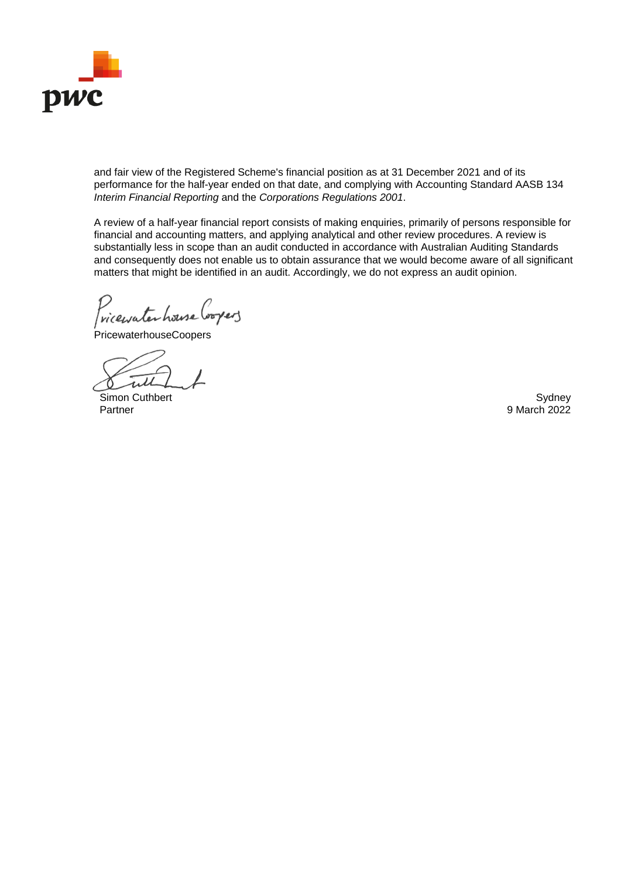and fair view of the Registered Scheme's financial position as at 31 December 2021 and of its performance for the half-year ended on that date, and complying with Accounting Standard AASB 134 *Interim Financial Reporting* and the *Corporations Regulations 2001*.

A review of a half-year financial report consists of making enquiries, primarily of persons responsible for financial and accounting matters, and applying analytical and other review procedures. A review is substantially less in scope than an audit conducted in accordance with Australian Auditing Standards and consequently does not enable us to obtain assurance that we would become aware of all significant matters that might be identified in an audit. Accordingly, we do not express an audit opinion.

PricewaterhouseCoopers

Simon Cuthbert
Partner

Sydney
9 March 2022